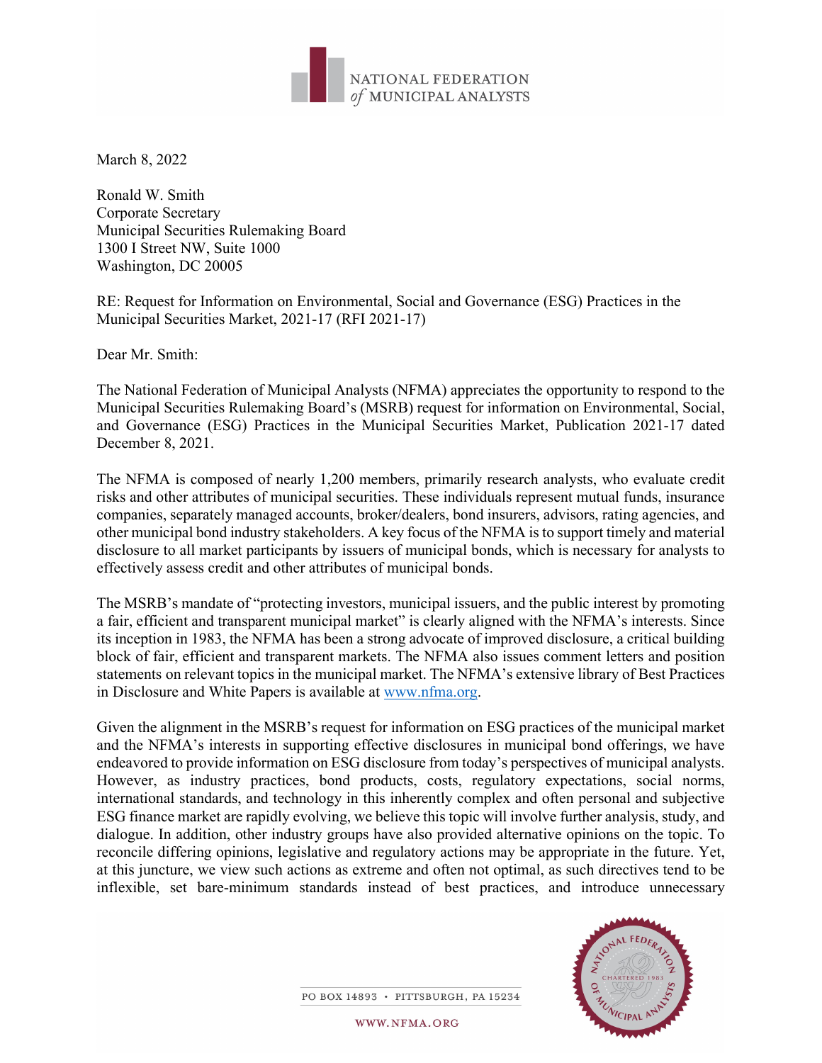NATIONAL FEDERATION of MUNICIPAL ANALYSTS

March 8, 2022

Ronald W. Smith
Corporate Secretary
Municipal Securities Rulemaking Board
1300 I Street NW, Suite 1000
Washington, DC 20005

RE: Request for Information on Environmental, Social and Governance (ESG) Practices in the Municipal Securities Market, 2021-17 (RFI 2021-17)

Dear Mr. Smith:

The National Federation of Municipal Analysts (NFMA) appreciates the opportunity to respond to the Municipal Securities Rulemaking Board's (MSRB) request for information on Environmental, Social, and Governance (ESG) Practices in the Municipal Securities Market, Publication 2021-17 dated December 8, 2021.

The NFMA is composed of nearly 1,200 members, primarily research analysts, who evaluate credit risks and other attributes of municipal securities. These individuals represent mutual funds, insurance companies, separately managed accounts, broker/dealers, bond insurers, advisors, rating agencies, and other municipal bond industry stakeholders. A key focus of the NFMA is to support timely and material disclosure to all market participants by issuers of municipal bonds, which is necessary for analysts to effectively assess credit and other attributes of municipal bonds.

The MSRB's mandate of "protecting investors, municipal issuers, and the public interest by promoting a fair, efficient and transparent municipal market" is clearly aligned with the NFMA's interests. Since its inception in 1983, the NFMA has been a strong advocate of improved disclosure, a critical building block of fair, efficient and transparent markets. The NFMA also issues comment letters and position statements on relevant topics in the municipal market. The NFMA's extensive library of Best Practices in Disclosure and White Papers is available at [www.nfma.org](http://www.nfma.org).

Given the alignment in the MSRB's request for information on ESG practices of the municipal market and the NFMA's interests in supporting effective disclosures in municipal bond offerings, we have endeavored to provide information on ESG disclosure from today's perspectives of municipal analysts. However, as industry practices, bond products, costs, regulatory expectations, social norms, international standards, and technology in this inherently complex and often personal and subjective ESG finance market are rapidly evolving, we believe this topic will involve further analysis, study, and dialogue. In addition, other industry groups have also provided alternative opinions on the topic. To reconcile differing opinions, legislative and regulatory actions may be appropriate in the future. Yet, at this juncture, we view such actions as extreme and often not optimal, as such directives tend to be inflexible, set bare-minimum standards instead of best practices, and introduce unnecessary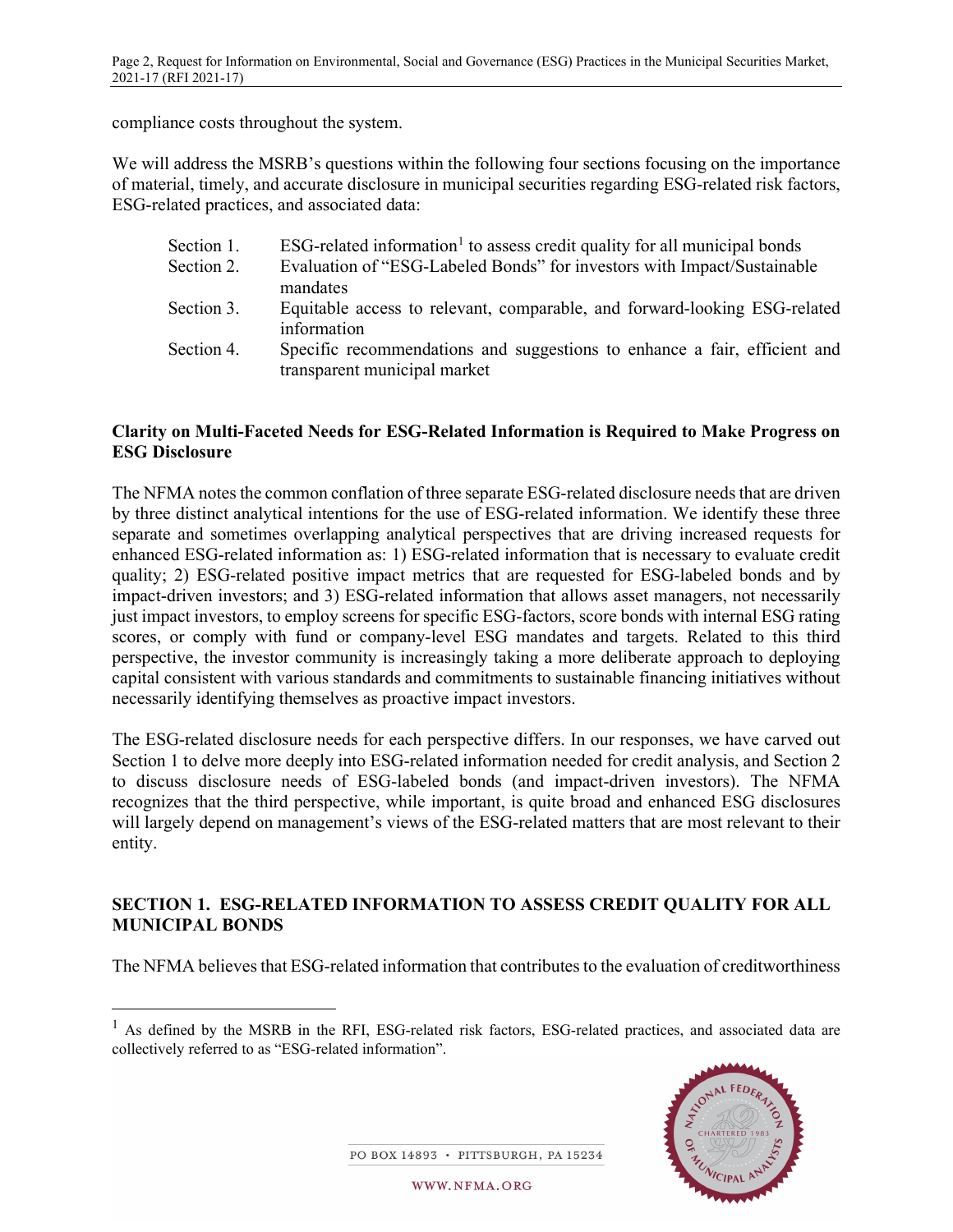compliance costs throughout the system.

We will address the MSRB's questions within the following four sections focusing on the importance of material, timely, and accurate disclosure in municipal securities regarding ESG-related risk factors, ESG-related practices, and associated data:

- Section 1. ESG-related information[1] to assess credit quality for all municipal bonds
- Section 2. Evaluation of "ESG-Labeled Bonds" for investors with Impact/Sustainable mandates
- Section 3. Equitable access to relevant, comparable, and forward-looking ESG-related information
- Section 4. Specific recommendations and suggestions to enhance a fair, efficient and transparent municipal market

**Clarity on Multi-Faceted Needs for ESG-Related Information is Required to Make Progress on ESG Disclosure**

The NFMA notes the common conflation of three separate ESG-related disclosure needs that are driven by three distinct analytical intentions for the use of ESG-related information. We identify these three separate and sometimes overlapping analytical perspectives that are driving increased requests for enhanced ESG-related information as: 1) ESG-related information that is necessary to evaluate credit quality; 2) ESG-related positive impact metrics that are requested for ESG-labeled bonds and by impact-driven investors; and 3) ESG-related information that allows asset managers, not necessarily just impact investors, to employ screens for specific ESG-factors, score bonds with internal ESG rating scores, or comply with fund or company-level ESG mandates and targets. Related to this third perspective, the investor community is increasingly taking a more deliberate approach to deploying capital consistent with various standards and commitments to sustainable financing initiatives without necessarily identifying themselves as proactive impact investors.

The ESG-related disclosure needs for each perspective differs. In our responses, we have carved out Section 1 to delve more deeply into ESG-related information needed for credit analysis, and Section 2 to discuss disclosure needs of ESG-labeled bonds (and impact-driven investors). The NFMA recognizes that the third perspective, while important, is quite broad and enhanced ESG disclosures will largely depend on management's views of the ESG-related matters that are most relevant to their entity.

## SECTION 1. ESG-RELATED INFORMATION TO ASSESS CREDIT QUALITY FOR ALL MUNICIPAL BONDS

The NFMA believes that ESG-related information that contributes to the evaluation of creditworthiness

[1] As defined by the MSRB in the RFI, ESG-related risk factors, ESG-related practices, and associated data are collectively referred to as "ESG-related information".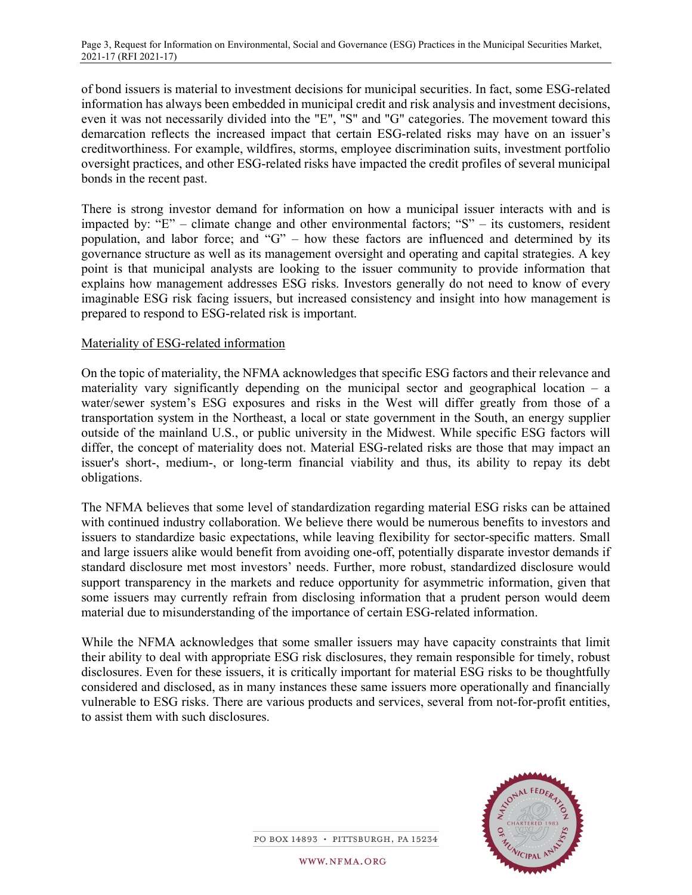of bond issuers is material to investment decisions for municipal securities. In fact, some ESG-related information has always been embedded in municipal credit and risk analysis and investment decisions, even it was not necessarily divided into the "E", "S" and "G" categories. The movement toward this demarcation reflects the increased impact that certain ESG-related risks may have on an issuer's creditworthiness. For example, wildfires, storms, employee discrimination suits, investment portfolio oversight practices, and other ESG-related risks have impacted the credit profiles of several municipal bonds in the recent past.

There is strong investor demand for information on how a municipal issuer interacts with and is impacted by: "E" – climate change and other environmental factors; "S" – its customers, resident population, and labor force; and "G" – how these factors are influenced and determined by its governance structure as well as its management oversight and operating and capital strategies. A key point is that municipal analysts are looking to the issuer community to provide information that explains how management addresses ESG risks. Investors generally do not need to know of every imaginable ESG risk facing issuers, but increased consistency and insight into how management is prepared to respond to ESG-related risk is important.

<u>Materiality of ESG-related information</u>

On the topic of materiality, the NFMA acknowledges that specific ESG factors and their relevance and materiality vary significantly depending on the municipal sector and geographical location – a water/sewer system's ESG exposures and risks in the West will differ greatly from those of a transportation system in the Northeast, a local or state government in the South, an energy supplier outside of the mainland U.S., or public university in the Midwest. While specific ESG factors will differ, the concept of materiality does not. Material ESG-related risks are those that may impact an issuer's short-, medium-, or long-term financial viability and thus, its ability to repay its debt obligations.

The NFMA believes that some level of standardization regarding material ESG risks can be attained with continued industry collaboration. We believe there would be numerous benefits to investors and issuers to standardize basic expectations, while leaving flexibility for sector-specific matters. Small and large issuers alike would benefit from avoiding one-off, potentially disparate investor demands if standard disclosure met most investors' needs. Further, more robust, standardized disclosure would support transparency in the markets and reduce opportunity for asymmetric information, given that some issuers may currently refrain from disclosing information that a prudent person would deem material due to misunderstanding of the importance of certain ESG-related information.

While the NFMA acknowledges that some smaller issuers may have capacity constraints that limit their ability to deal with appropriate ESG risk disclosures, they remain responsible for timely, robust disclosures. Even for these issuers, it is critically important for material ESG risks to be thoughtfully considered and disclosed, as in many instances these same issuers more operationally and financially vulnerable to ESG risks. There are various products and services, several from not-for-profit entities, to assist them with such disclosures.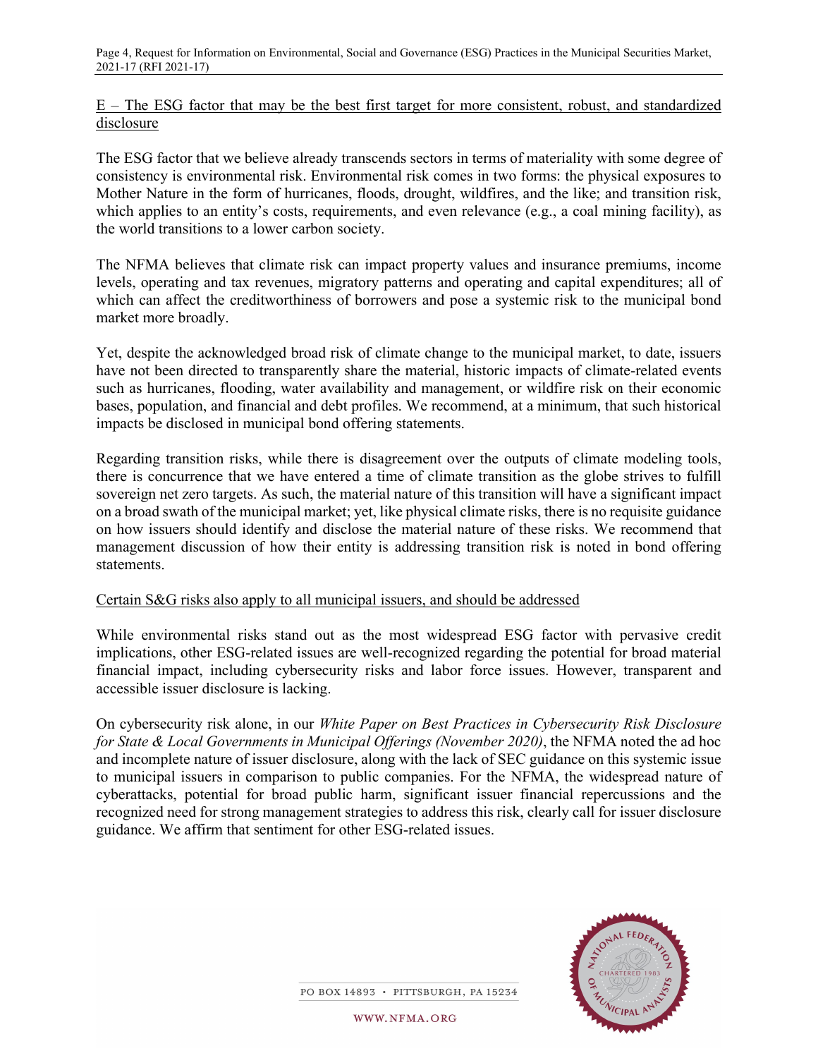E – The ESG factor that may be the best first target for more consistent, robust, and standardized disclosure

The ESG factor that we believe already transcends sectors in terms of materiality with some degree of consistency is environmental risk. Environmental risk comes in two forms: the physical exposures to Mother Nature in the form of hurricanes, floods, drought, wildfires, and the like; and transition risk, which applies to an entity's costs, requirements, and even relevance (e.g., a coal mining facility), as the world transitions to a lower carbon society.

The NFMA believes that climate risk can impact property values and insurance premiums, income levels, operating and tax revenues, migratory patterns and operating and capital expenditures; all of which can affect the creditworthiness of borrowers and pose a systemic risk to the municipal bond market more broadly.

Yet, despite the acknowledged broad risk of climate change to the municipal market, to date, issuers have not been directed to transparently share the material, historic impacts of climate-related events such as hurricanes, flooding, water availability and management, or wildfire risk on their economic bases, population, and financial and debt profiles. We recommend, at a minimum, that such historical impacts be disclosed in municipal bond offering statements.

Regarding transition risks, while there is disagreement over the outputs of climate modeling tools, there is concurrence that we have entered a time of climate transition as the globe strives to fulfill sovereign net zero targets. As such, the material nature of this transition will have a significant impact on a broad swath of the municipal market; yet, like physical climate risks, there is no requisite guidance on how issuers should identify and disclose the material nature of these risks. We recommend that management discussion of how their entity is addressing transition risk is noted in bond offering statements.

Certain S&G risks also apply to all municipal issuers, and should be addressed

While environmental risks stand out as the most widespread ESG factor with pervasive credit implications, other ESG-related issues are well-recognized regarding the potential for broad material financial impact, including cybersecurity risks and labor force issues. However, transparent and accessible issuer disclosure is lacking.

On cybersecurity risk alone, in our *White Paper on Best Practices in Cybersecurity Risk Disclosure for State & Local Governments in Municipal Offerings (November 2020)*, the NFMA noted the ad hoc and incomplete nature of issuer disclosure, along with the lack of SEC guidance on this systemic issue to municipal issuers in comparison to public companies. For the NFMA, the widespread nature of cyberattacks, potential for broad public harm, significant issuer financial repercussions and the recognized need for strong management strategies to address this risk, clearly call for issuer disclosure guidance. We affirm that sentiment for other ESG-related issues.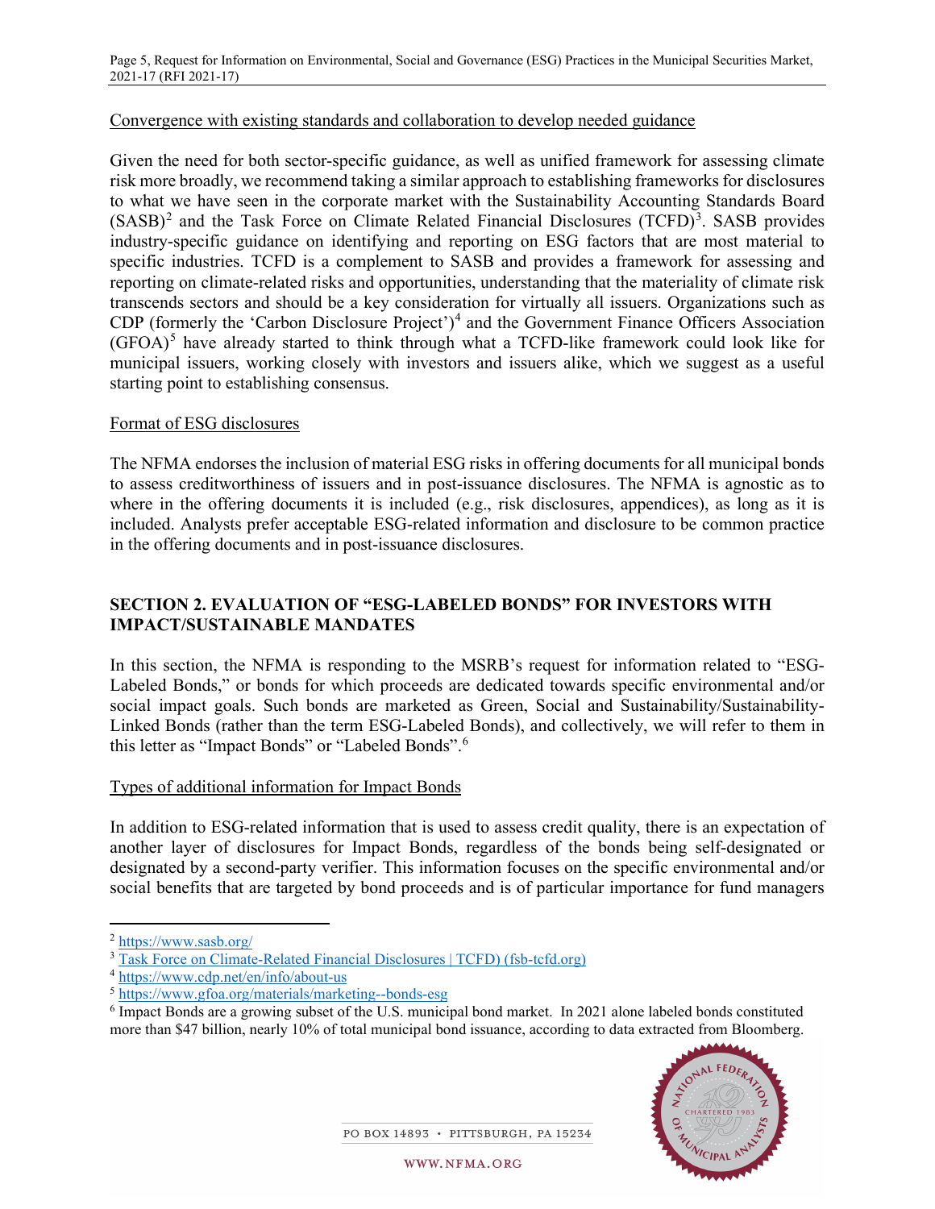Convergence with existing standards and collaboration to develop needed guidance

Given the need for both sector-specific guidance, as well as unified framework for assessing climate risk more broadly, we recommend taking a similar approach to establishing frameworks for disclosures to what we have seen in the corporate market with the Sustainability Accounting Standards Board (SASB)[2] and the Task Force on Climate Related Financial Disclosures (TCFD)[3]. SASB provides industry-specific guidance on identifying and reporting on ESG factors that are most material to specific industries. TCFD is a complement to SASB and provides a framework for assessing and reporting on climate-related risks and opportunities, understanding that the materiality of climate risk transcends sectors and should be a key consideration for virtually all issuers. Organizations such as CDP (formerly the 'Carbon Disclosure Project')[4] and the Government Finance Officers Association (GFOA)[5] have already started to think through what a TCFD-like framework could look like for municipal issuers, working closely with investors and issuers alike, which we suggest as a useful starting point to establishing consensus.

Format of ESG disclosures

The NFMA endorses the inclusion of material ESG risks in offering documents for all municipal bonds to assess creditworthiness of issuers and in post-issuance disclosures. The NFMA is agnostic as to where in the offering documents it is included (e.g., risk disclosures, appendices), as long as it is included. Analysts prefer acceptable ESG-related information and disclosure to be common practice in the offering documents and in post-issuance disclosures.

## SECTION 2. EVALUATION OF "ESG-LABELED BONDS" FOR INVESTORS WITH IMPACT/SUSTAINABLE MANDATES

In this section, the NFMA is responding to the MSRB's request for information related to "ESG-Labeled Bonds," or bonds for which proceeds are dedicated towards specific environmental and/or social impact goals. Such bonds are marketed as Green, Social and Sustainability/Sustainability-Linked Bonds (rather than the term ESG-Labeled Bonds), and collectively, we will refer to them in this letter as "Impact Bonds" or "Labeled Bonds".[6]

Types of additional information for Impact Bonds

In addition to ESG-related information that is used to assess credit quality, there is an expectation of another layer of disclosures for Impact Bonds, regardless of the bonds being self-designated or designated by a second-party verifier. This information focuses on the specific environmental and/or social benefits that are targeted by bond proceeds and is of particular importance for fund managers

---

[2] https://www.sasb.org/

[3] Task Force on Climate-Related Financial Disclosures | TCFD) (fsb-tcfd.org)

[4] https://www.cdp.net/en/info/about-us

[5] https://www.gfoa.org/materials/marketing--bonds-esg

[6] Impact Bonds are a growing subset of the U.S. municipal bond market. In 2021 alone labeled bonds constituted more than $47 billion, nearly 10% of total municipal bond issuance, according to data extracted from Bloomberg.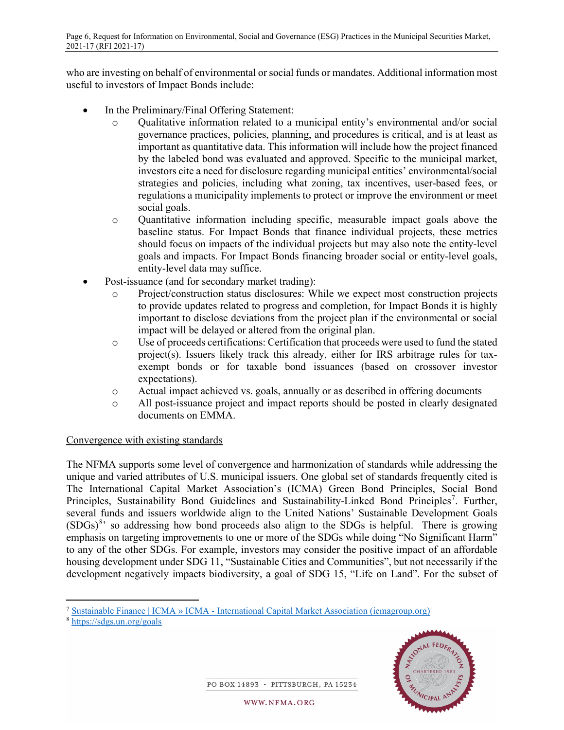who are investing on behalf of environmental or social funds or mandates. Additional information most useful to investors of Impact Bonds include:

- In the Preliminary/Final Offering Statement:
    - Qualitative information related to a municipal entity's environmental and/or social governance practices, policies, planning, and procedures is critical, and is at least as important as quantitative data. This information will include how the project financed by the labeled bond was evaluated and approved. Specific to the municipal market, investors cite a need for disclosure regarding municipal entities' environmental/social strategies and policies, including what zoning, tax incentives, user-based fees, or regulations a municipality implements to protect or improve the environment or meet social goals.
    - Quantitative information including specific, measurable impact goals above the baseline status. For Impact Bonds that finance individual projects, these metrics should focus on impacts of the individual projects but may also note the entity-level goals and impacts. For Impact Bonds financing broader social or entity-level goals, entity-level data may suffice.
- Post-issuance (and for secondary market trading):
    - Project/construction status disclosures: While we expect most construction projects to provide updates related to progress and completion, for Impact Bonds it is highly important to disclose deviations from the project plan if the environmental or social impact will be delayed or altered from the original plan.
    - Use of proceeds certifications: Certification that proceeds were used to fund the stated project(s). Issuers likely track this already, either for IRS arbitrage rules for tax-exempt bonds or for taxable bond issuances (based on crossover investor expectations).
    - Actual impact achieved vs. goals, annually or as described in offering documents
    - All post-issuance project and impact reports should be posted in clearly designated documents on EMMA.

<u>Convergence with existing standards</u>

The NFMA supports some level of convergence and harmonization of standards while addressing the unique and varied attributes of U.S. municipal issuers. One global set of standards frequently cited is The International Capital Market Association's (ICMA) Green Bond Principles, Social Bond Principles, Sustainability Bond Guidelines and Sustainability-Linked Bond Principles[7]. Further, several funds and issuers worldwide align to the United Nations' Sustainable Development Goals (SDGs)[8], so addressing how bond proceeds also align to the SDGs is helpful. There is growing emphasis on targeting improvements to one or more of the SDGs while doing "No Significant Harm" to any of the other SDGs. For example, investors may consider the positive impact of an affordable housing development under SDG 11, "Sustainable Cities and Communities", but not necessarily if the development negatively impacts biodiversity, a goal of SDG 15, "Life on Land". For the subset of

---

[7] Sustainable Finance | ICMA » ICMA - International Capital Market Association (icmagroup.org)

[8] https://sdgs.un.org/goals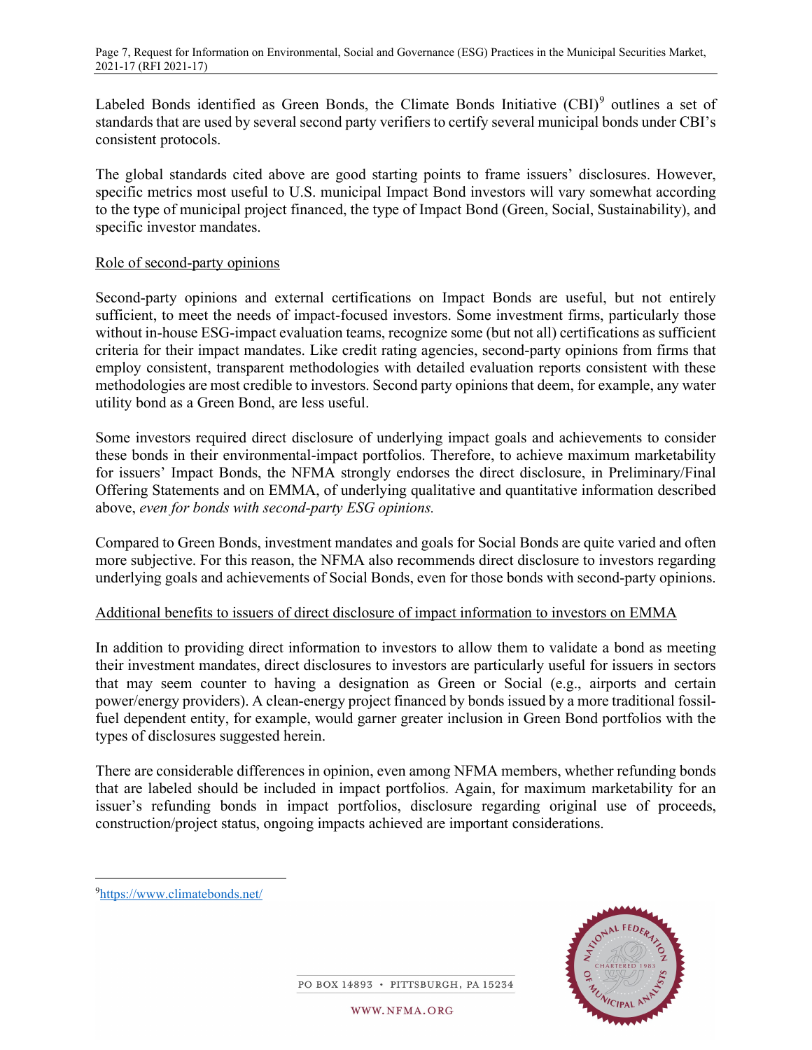Labeled Bonds identified as Green Bonds, the Climate Bonds Initiative (CBI)[9] outlines a set of standards that are used by several second party verifiers to certify several municipal bonds under CBI's consistent protocols.

The global standards cited above are good starting points to frame issuers' disclosures. However, specific metrics most useful to U.S. municipal Impact Bond investors will vary somewhat according to the type of municipal project financed, the type of Impact Bond (Green, Social, Sustainability), and specific investor mandates.

## Role of second-party opinions

Second-party opinions and external certifications on Impact Bonds are useful, but not entirely sufficient, to meet the needs of impact-focused investors. Some investment firms, particularly those without in-house ESG-impact evaluation teams, recognize some (but not all) certifications as sufficient criteria for their impact mandates. Like credit rating agencies, second-party opinions from firms that employ consistent, transparent methodologies with detailed evaluation reports consistent with these methodologies are most credible to investors. Second party opinions that deem, for example, any water utility bond as a Green Bond, are less useful.

Some investors required direct disclosure of underlying impact goals and achievements to consider these bonds in their environmental-impact portfolios. Therefore, to achieve maximum marketability for issuers' Impact Bonds, the NFMA strongly endorses the direct disclosure, in Preliminary/Final Offering Statements and on EMMA, of underlying qualitative and quantitative information described above, *even for bonds with second-party ESG opinions.*

Compared to Green Bonds, investment mandates and goals for Social Bonds are quite varied and often more subjective. For this reason, the NFMA also recommends direct disclosure to investors regarding underlying goals and achievements of Social Bonds, even for those bonds with second-party opinions.

## Additional benefits to issuers of direct disclosure of impact information to investors on EMMA

In addition to providing direct information to investors to allow them to validate a bond as meeting their investment mandates, direct disclosures to investors are particularly useful for issuers in sectors that may seem counter to having a designation as Green or Social (e.g., airports and certain power/energy providers). A clean-energy project financed by bonds issued by a more traditional fossil-fuel dependent entity, for example, would garner greater inclusion in Green Bond portfolios with the types of disclosures suggested herein.

There are considerable differences in opinion, even among NFMA members, whether refunding bonds that are labeled should be included in impact portfolios. Again, for maximum marketability for an issuer's refunding bonds in impact portfolios, disclosure regarding original use of proceeds, construction/project status, ongoing impacts achieved are important considerations.

---

[9] https://www.climatebonds.net/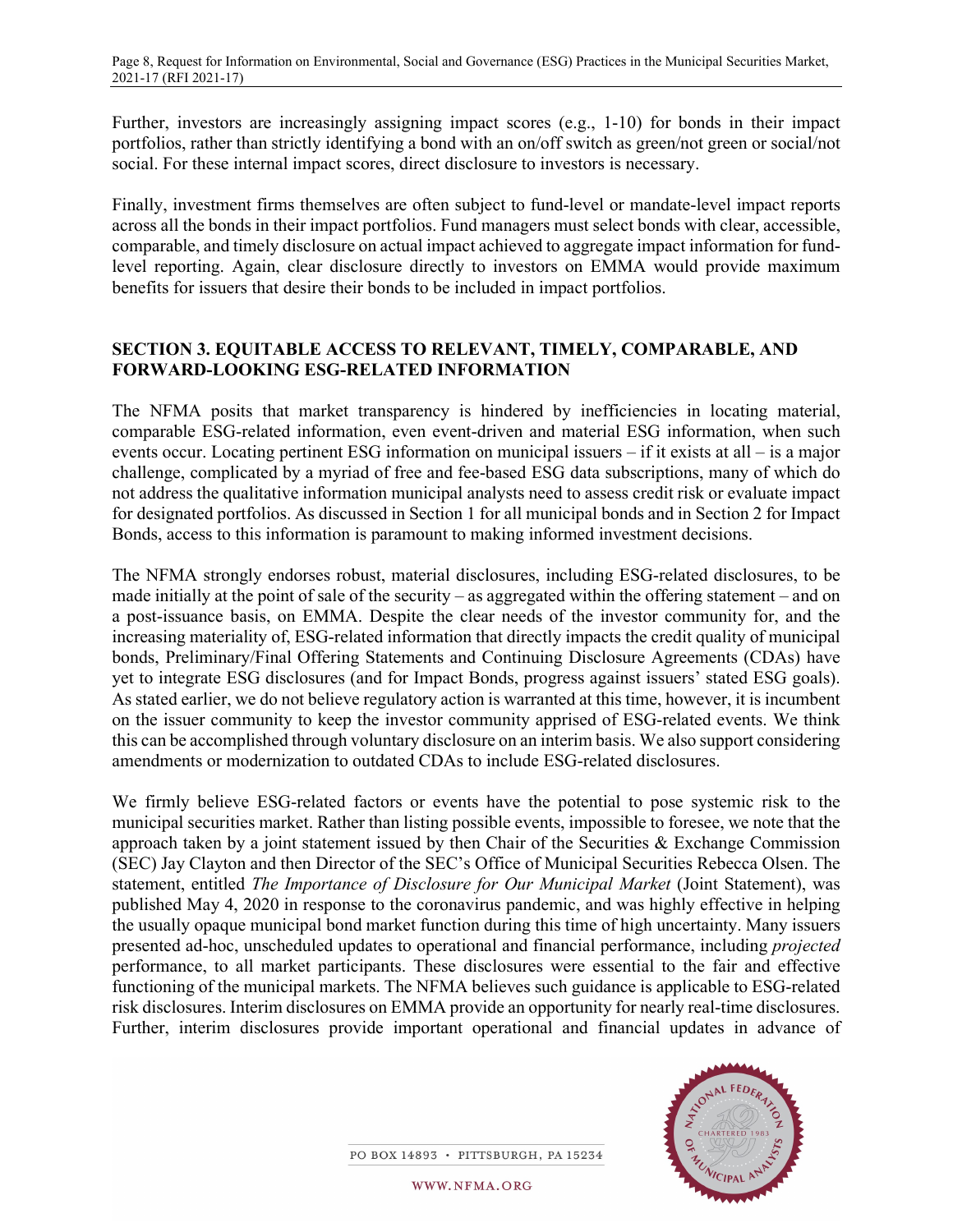Further, investors are increasingly assigning impact scores (e.g., 1-10) for bonds in their impact portfolios, rather than strictly identifying a bond with an on/off switch as green/not green or social/not social. For these internal impact scores, direct disclosure to investors is necessary.

Finally, investment firms themselves are often subject to fund-level or mandate-level impact reports across all the bonds in their impact portfolios. Fund managers must select bonds with clear, accessible, comparable, and timely disclosure on actual impact achieved to aggregate impact information for fund-level reporting. Again, clear disclosure directly to investors on EMMA would provide maximum benefits for issuers that desire their bonds to be included in impact portfolios.

## SECTION 3. EQUITABLE ACCESS TO RELEVANT, TIMELY, COMPARABLE, AND FORWARD-LOOKING ESG-RELATED INFORMATION

The NFMA posits that market transparency is hindered by inefficiencies in locating material, comparable ESG-related information, even event-driven and material ESG information, when such events occur. Locating pertinent ESG information on municipal issuers – if it exists at all – is a major challenge, complicated by a myriad of free and fee-based ESG data subscriptions, many of which do not address the qualitative information municipal analysts need to assess credit risk or evaluate impact for designated portfolios. As discussed in Section 1 for all municipal bonds and in Section 2 for Impact Bonds, access to this information is paramount to making informed investment decisions.

The NFMA strongly endorses robust, material disclosures, including ESG-related disclosures, to be made initially at the point of sale of the security – as aggregated within the offering statement – and on a post-issuance basis, on EMMA. Despite the clear needs of the investor community for, and the increasing materiality of, ESG-related information that directly impacts the credit quality of municipal bonds, Preliminary/Final Offering Statements and Continuing Disclosure Agreements (CDAs) have yet to integrate ESG disclosures (and for Impact Bonds, progress against issuers' stated ESG goals). As stated earlier, we do not believe regulatory action is warranted at this time, however, it is incumbent on the issuer community to keep the investor community apprised of ESG-related events. We think this can be accomplished through voluntary disclosure on an interim basis. We also support considering amendments or modernization to outdated CDAs to include ESG-related disclosures.

We firmly believe ESG-related factors or events have the potential to pose systemic risk to the municipal securities market. Rather than listing possible events, impossible to foresee, we note that the approach taken by a joint statement issued by then Chair of the Securities & Exchange Commission (SEC) Jay Clayton and then Director of the SEC's Office of Municipal Securities Rebecca Olsen. The statement, entitled *The Importance of Disclosure for Our Municipal Market* (Joint Statement), was published May 4, 2020 in response to the coronavirus pandemic, and was highly effective in helping the usually opaque municipal bond market function during this time of high uncertainty. Many issuers presented ad-hoc, unscheduled updates to operational and financial performance, including *projected* performance, to all market participants. These disclosures were essential to the fair and effective functioning of the municipal markets. The NFMA believes such guidance is applicable to ESG-related risk disclosures. Interim disclosures on EMMA provide an opportunity for nearly real-time disclosures. Further, interim disclosures provide important operational and financial updates in advance of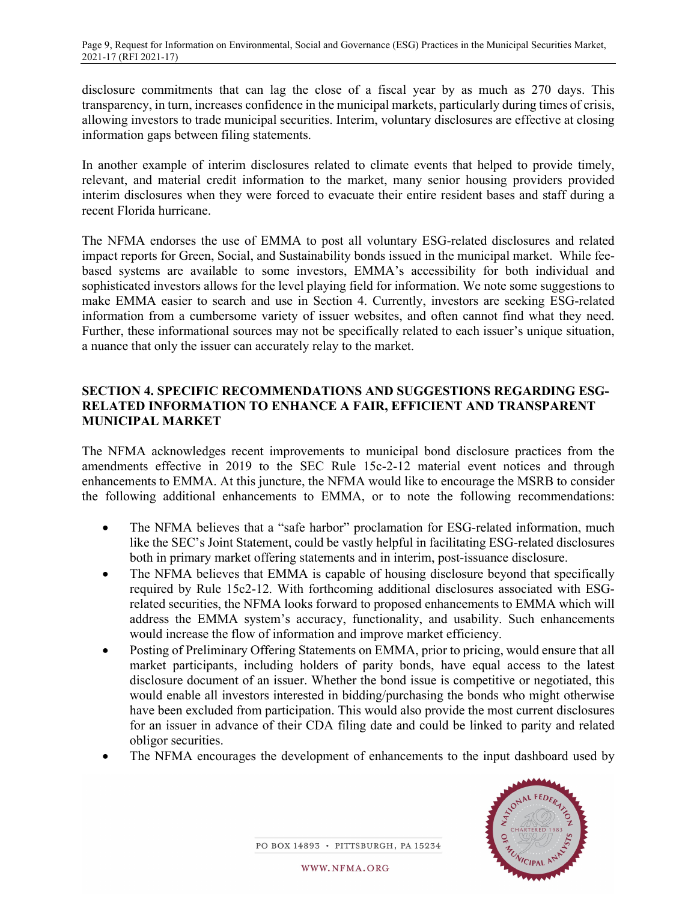disclosure commitments that can lag the close of a fiscal year by as much as 270 days. This transparency, in turn, increases confidence in the municipal markets, particularly during times of crisis, allowing investors to trade municipal securities. Interim, voluntary disclosures are effective at closing information gaps between filing statements.

In another example of interim disclosures related to climate events that helped to provide timely, relevant, and material credit information to the market, many senior housing providers provided interim disclosures when they were forced to evacuate their entire resident bases and staff during a recent Florida hurricane.

The NFMA endorses the use of EMMA to post all voluntary ESG-related disclosures and related impact reports for Green, Social, and Sustainability bonds issued in the municipal market. While fee-based systems are available to some investors, EMMA's accessibility for both individual and sophisticated investors allows for the level playing field for information. We note some suggestions to make EMMA easier to search and use in Section 4. Currently, investors are seeking ESG-related information from a cumbersome variety of issuer websites, and often cannot find what they need. Further, these informational sources may not be specifically related to each issuer's unique situation, a nuance that only the issuer can accurately relay to the market.

## SECTION 4. SPECIFIC RECOMMENDATIONS AND SUGGESTIONS REGARDING ESG-RELATED INFORMATION TO ENHANCE A FAIR, EFFICIENT AND TRANSPARENT MUNICIPAL MARKET

The NFMA acknowledges recent improvements to municipal bond disclosure practices from the amendments effective in 2019 to the SEC Rule 15c-2-12 material event notices and through enhancements to EMMA. At this juncture, the NFMA would like to encourage the MSRB to consider the following additional enhancements to EMMA, or to note the following recommendations:

- The NFMA believes that a "safe harbor" proclamation for ESG-related information, much like the SEC's Joint Statement, could be vastly helpful in facilitating ESG-related disclosures both in primary market offering statements and in interim, post-issuance disclosure.
- The NFMA believes that EMMA is capable of housing disclosure beyond that specifically required by Rule 15c2-12. With forthcoming additional disclosures associated with ESG-related securities, the NFMA looks forward to proposed enhancements to EMMA which will address the EMMA system's accuracy, functionality, and usability. Such enhancements would increase the flow of information and improve market efficiency.
- Posting of Preliminary Offering Statements on EMMA, prior to pricing, would ensure that all market participants, including holders of parity bonds, have equal access to the latest disclosure document of an issuer. Whether the bond issue is competitive or negotiated, this would enable all investors interested in bidding/purchasing the bonds who might otherwise have been excluded from participation. This would also provide the most current disclosures for an issuer in advance of their CDA filing date and could be linked to parity and related obligor securities.
- The NFMA encourages the development of enhancements to the input dashboard used by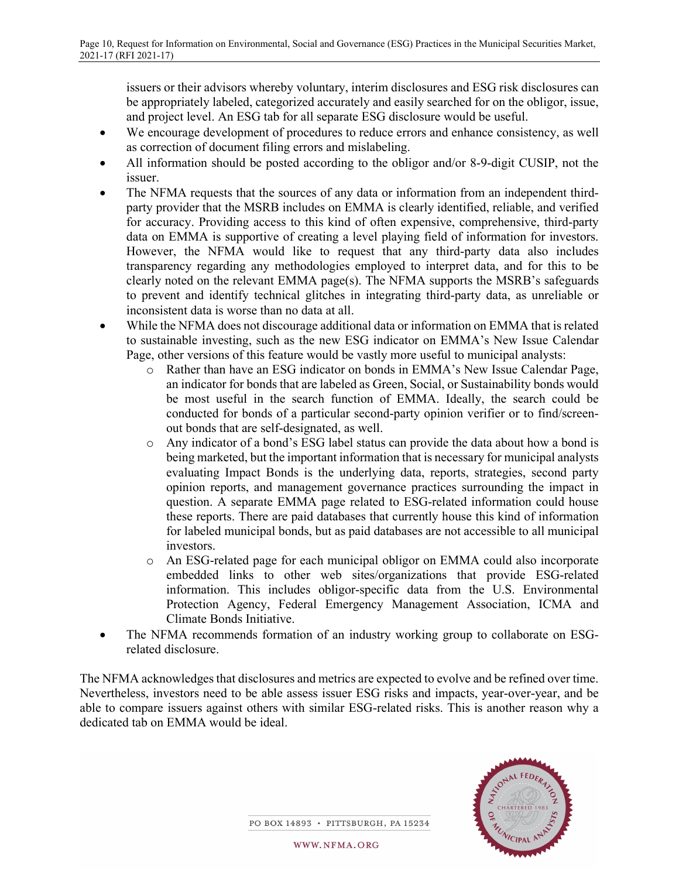issuers or their advisors whereby voluntary, interim disclosures and ESG risk disclosures can be appropriately labeled, categorized accurately and easily searched for on the obligor, issue, and project level. An ESG tab for all separate ESG disclosure would be useful.

- We encourage development of procedures to reduce errors and enhance consistency, as well as correction of document filing errors and mislabeling.
- All information should be posted according to the obligor and/or 8-9-digit CUSIP, not the issuer.
- The NFMA requests that the sources of any data or information from an independent third-party provider that the MSRB includes on EMMA is clearly identified, reliable, and verified for accuracy. Providing access to this kind of often expensive, comprehensive, third-party data on EMMA is supportive of creating a level playing field of information for investors. However, the NFMA would like to request that any third-party data also includes transparency regarding any methodologies employed to interpret data, and for this to be clearly noted on the relevant EMMA page(s). The NFMA supports the MSRB's safeguards to prevent and identify technical glitches in integrating third-party data, as unreliable or inconsistent data is worse than no data at all.
- While the NFMA does not discourage additional data or information on EMMA that is related to sustainable investing, such as the new ESG indicator on EMMA's New Issue Calendar Page, other versions of this feature would be vastly more useful to municipal analysts:
    - Rather than have an ESG indicator on bonds in EMMA's New Issue Calendar Page, an indicator for bonds that are labeled as Green, Social, or Sustainability bonds would be most useful in the search function of EMMA. Ideally, the search could be conducted for bonds of a particular second-party opinion verifier or to find/screen-out bonds that are self-designated, as well.
    - Any indicator of a bond's ESG label status can provide the data about how a bond is being marketed, but the important information that is necessary for municipal analysts evaluating Impact Bonds is the underlying data, reports, strategies, second party opinion reports, and management governance practices surrounding the impact in question. A separate EMMA page related to ESG-related information could house these reports. There are paid databases that currently house this kind of information for labeled municipal bonds, but as paid databases are not accessible to all municipal investors.
    - An ESG-related page for each municipal obligor on EMMA could also incorporate embedded links to other web sites/organizations that provide ESG-related information. This includes obligor-specific data from the U.S. Environmental Protection Agency, Federal Emergency Management Association, ICMA and Climate Bonds Initiative.
- The NFMA recommends formation of an industry working group to collaborate on ESG-related disclosure.

The NFMA acknowledges that disclosures and metrics are expected to evolve and be refined over time. Nevertheless, investors need to be able assess issuer ESG risks and impacts, year-over-year, and be able to compare issuers against others with similar ESG-related risks. This is another reason why a dedicated tab on EMMA would be ideal.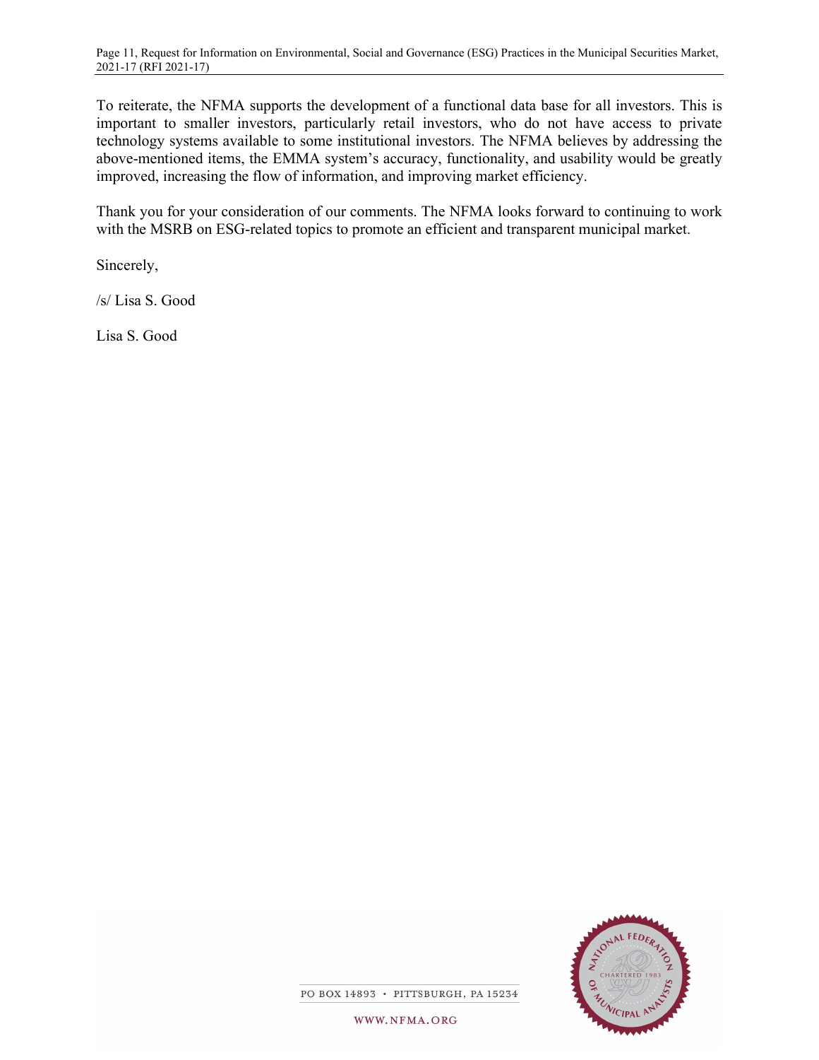To reiterate, the NFMA supports the development of a functional data base for all investors. This is important to smaller investors, particularly retail investors, who do not have access to private technology systems available to some institutional investors. The NFMA believes by addressing the above-mentioned items, the EMMA system's accuracy, functionality, and usability would be greatly improved, increasing the flow of information, and improving market efficiency.

Thank you for your consideration of our comments. The NFMA looks forward to continuing to work with the MSRB on ESG-related topics to promote an efficient and transparent municipal market.

Sincerely,

/s/ Lisa S. Good

Lisa S. Good